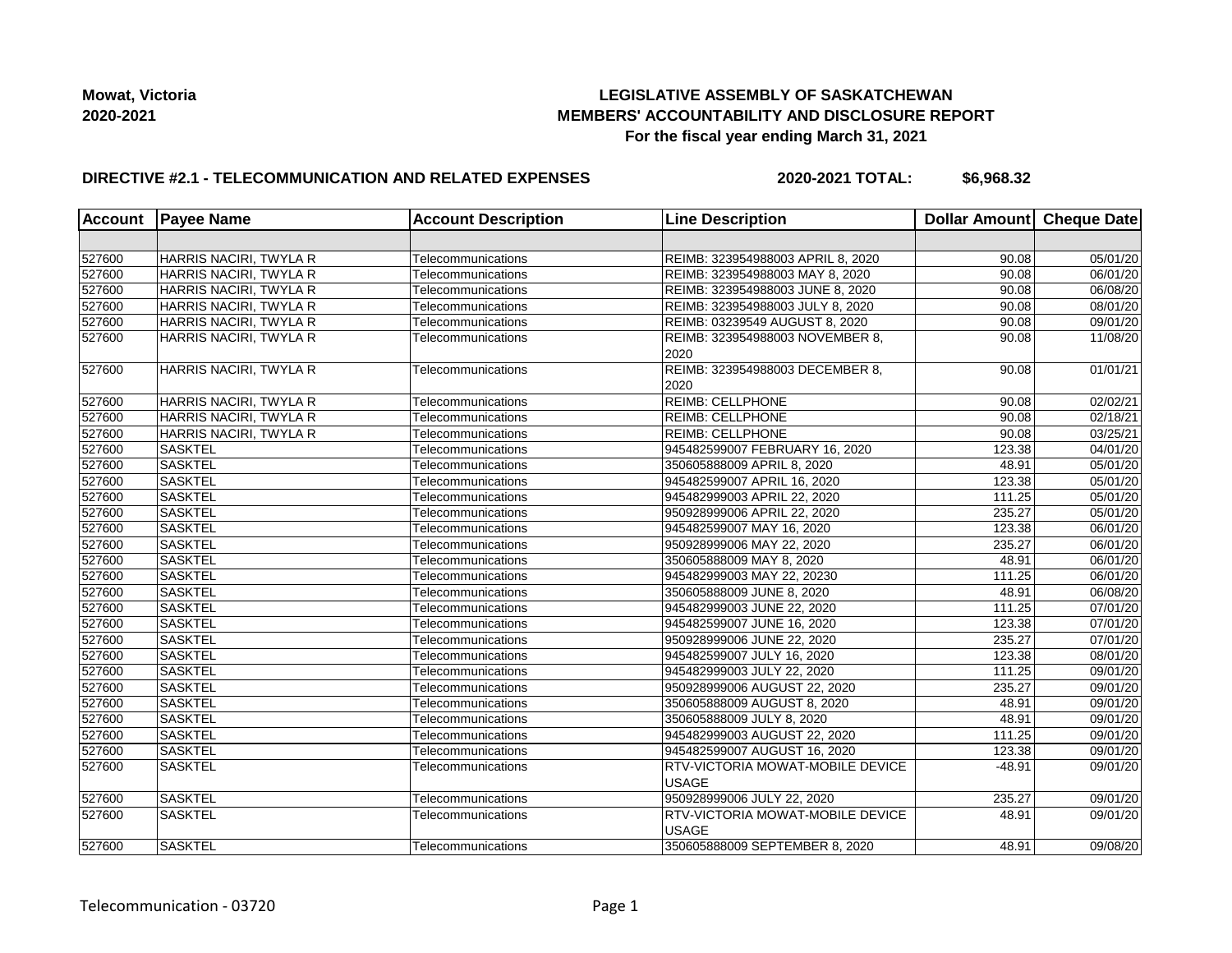**Mowat, Victoria**
**2020-2021**

# LEGISLATIVE ASSEMBLY OF SASKATCHEWAN
## MEMBERS' ACCOUNTABILITY AND DISCLOSURE REPORT
### For the fiscal year ending March 31, 2021

**DIRECTIVE #2.1 - TELECOMMUNICATION AND RELATED EXPENSES** **2020-2021 TOTAL: $6,968.32**

| Account | Payee Name | Account Description | Line Description | Dollar Amount | Cheque Date |
|---|---|---|---|---|---|
| | | | | | |
| 527600 | HARRIS NACIRI, TWYLA R | Telecommunications | REIMB: 323954988003 APRIL 8, 2020 | 90.08 | 05/01/20 |
| 527600 | HARRIS NACIRI, TWYLA R | Telecommunications | REIMB: 323954988003 MAY 8, 2020 | 90.08 | 06/01/20 |
| 527600 | HARRIS NACIRI, TWYLA R | Telecommunications | REIMB: 323954988003 JUNE 8, 2020 | 90.08 | 06/08/20 |
| 527600 | HARRIS NACIRI, TWYLA R | Telecommunications | REIMB: 323954988003 JULY 8, 2020 | 90.08 | 08/01/20 |
| 527600 | HARRIS NACIRI, TWYLA R | Telecommunications | REIMB: 03239549 AUGUST 8, 2020 | 90.08 | 09/01/20 |
| 527600 | HARRIS NACIRI, TWYLA R | Telecommunications | REIMB: 323954988003 NOVEMBER 8, 2020 | 90.08 | 11/08/20 |
| 527600 | HARRIS NACIRI, TWYLA R | Telecommunications | REIMB: 323954988003 DECEMBER 8, 2020 | 90.08 | 01/01/21 |
| 527600 | HARRIS NACIRI, TWYLA R | Telecommunications | REIMB: CELLPHONE | 90.08 | 02/02/21 |
| 527600 | HARRIS NACIRI, TWYLA R | Telecommunications | REIMB: CELLPHONE | 90.08 | 02/18/21 |
| 527600 | HARRIS NACIRI, TWYLA R | Telecommunications | REIMB: CELLPHONE | 90.08 | 03/25/21 |
| 527600 | SASKTEL | Telecommunications | 945482599007 FEBRUARY 16, 2020 | 123.38 | 04/01/20 |
| 527600 | SASKTEL | Telecommunications | 350605888009 APRIL 8, 2020 | 48.91 | 05/01/20 |
| 527600 | SASKTEL | Telecommunications | 945482599007 APRIL 16, 2020 | 123.38 | 05/01/20 |
| 527600 | SASKTEL | Telecommunications | 945482999003 APRIL 22, 2020 | 111.25 | 05/01/20 |
| 527600 | SASKTEL | Telecommunications | 950928999006 APRIL 22, 2020 | 235.27 | 05/01/20 |
| 527600 | SASKTEL | Telecommunications | 945482599007 MAY 16, 2020 | 123.38 | 06/01/20 |
| 527600 | SASKTEL | Telecommunications | 950928999006 MAY 22, 2020 | 235.27 | 06/01/20 |
| 527600 | SASKTEL | Telecommunications | 350605888009 MAY 8, 2020 | 48.91 | 06/01/20 |
| 527600 | SASKTEL | Telecommunications | 945482999003 MAY 22, 20230 | 111.25 | 06/01/20 |
| 527600 | SASKTEL | Telecommunications | 350605888009 JUNE 8, 2020 | 48.91 | 06/08/20 |
| 527600 | SASKTEL | Telecommunications | 945482999003 JUNE 22, 2020 | 111.25 | 07/01/20 |
| 527600 | SASKTEL | Telecommunications | 945482599007 JUNE 16, 2020 | 123.38 | 07/01/20 |
| 527600 | SASKTEL | Telecommunications | 950928999006 JUNE 22, 2020 | 235.27 | 07/01/20 |
| 527600 | SASKTEL | Telecommunications | 945482599007 JULY 16, 2020 | 123.38 | 08/01/20 |
| 527600 | SASKTEL | Telecommunications | 945482999003 JULY 22, 2020 | 111.25 | 09/01/20 |
| 527600 | SASKTEL | Telecommunications | 950928999006 AUGUST 22, 2020 | 235.27 | 09/01/20 |
| 527600 | SASKTEL | Telecommunications | 350605888009 AUGUST 8, 2020 | 48.91 | 09/01/20 |
| 527600 | SASKTEL | Telecommunications | 350605888009 JULY 8, 2020 | 48.91 | 09/01/20 |
| 527600 | SASKTEL | Telecommunications | 945482999003 AUGUST 22, 2020 | 111.25 | 09/01/20 |
| 527600 | SASKTEL | Telecommunications | 945482599007 AUGUST 16, 2020 | 123.38 | 09/01/20 |
| 527600 | SASKTEL | Telecommunications | RTV-VICTORIA MOWAT-MOBILE DEVICE USAGE | -48.91 | 09/01/20 |
| 527600 | SASKTEL | Telecommunications | 950928999006 JULY 22, 2020 | 235.27 | 09/01/20 |
| 527600 | SASKTEL | Telecommunications | RTV-VICTORIA MOWAT-MOBILE DEVICE USAGE | 48.91 | 09/01/20 |
| 527600 | SASKTEL | Telecommunications | 350605888009 SEPTEMBER 8, 2020 | 48.91 | 09/08/20 |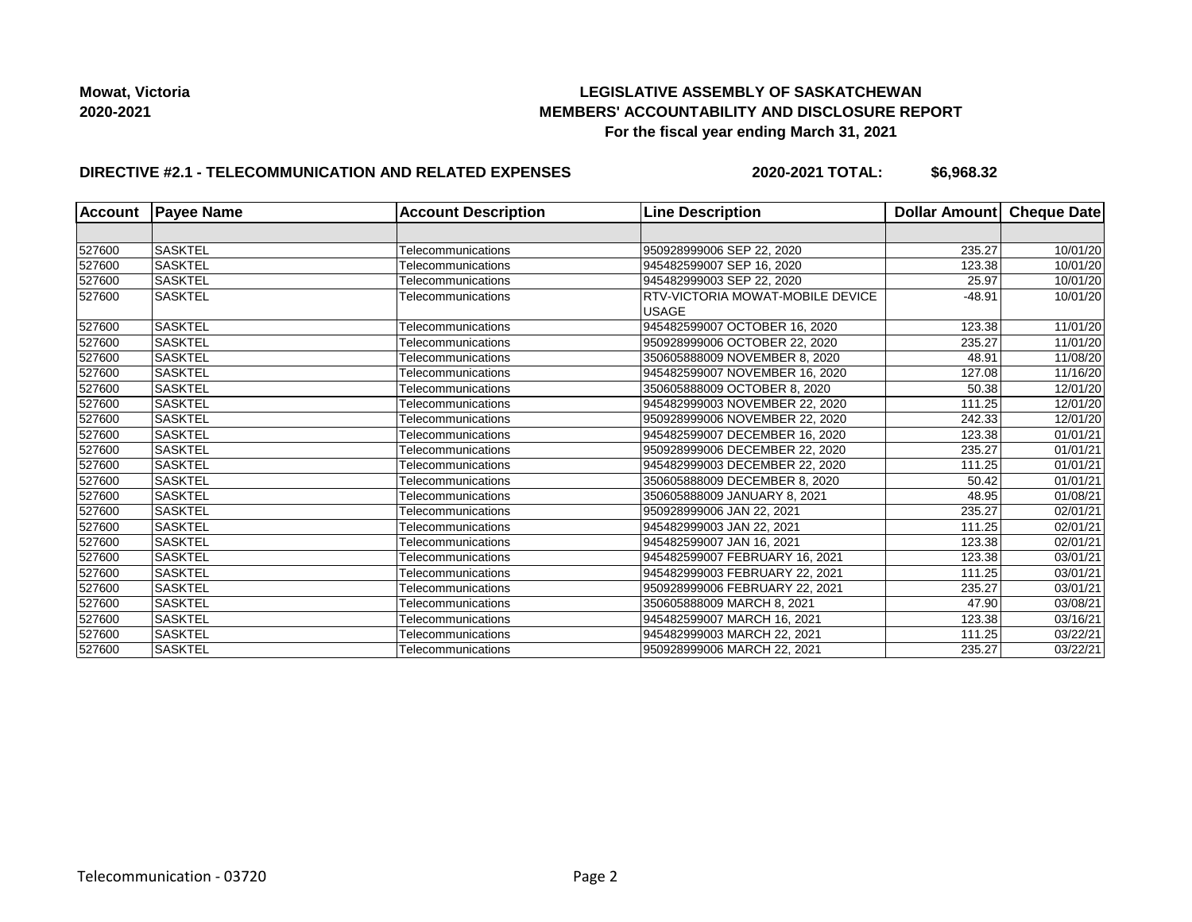**Mowat, Victoria**
**2020-2021**

## LEGISLATIVE ASSEMBLY OF SASKATCHEWAN
## MEMBERS' ACCOUNTABILITY AND DISCLOSURE REPORT
### For the fiscal year ending March 31, 2021

**DIRECTIVE #2.1 - TELECOMMUNICATION AND RELATED EXPENSES** **2020-2021 TOTAL: $6,968.32**

| Account | Payee Name | Account Description | Line Description | Dollar Amount | Cheque Date |
|---|---|---|---|---|---|
| | | | | | |
| 527600 | SASKTEL | Telecommunications | 950928999006 SEP 22, 2020 | 235.27 | 10/01/20 |
| 527600 | SASKTEL | Telecommunications | 945482599007 SEP 16, 2020 | 123.38 | 10/01/20 |
| 527600 | SASKTEL | Telecommunications | 945482999003 SEP 22, 2020 | 25.97 | 10/01/20 |
| 527600 | SASKTEL | Telecommunications | RTV-VICTORIA MOWAT-MOBILE DEVICE USAGE | -48.91 | 10/01/20 |
| 527600 | SASKTEL | Telecommunications | 945482599007 OCTOBER 16, 2020 | 123.38 | 11/01/20 |
| 527600 | SASKTEL | Telecommunications | 950928999006 OCTOBER 22, 2020 | 235.27 | 11/01/20 |
| 527600 | SASKTEL | Telecommunications | 350605888009 NOVEMBER 8, 2020 | 48.91 | 11/08/20 |
| 527600 | SASKTEL | Telecommunications | 945482599007 NOVEMBER 16, 2020 | 127.08 | 11/16/20 |
| 527600 | SASKTEL | Telecommunications | 350605888009 OCTOBER 8, 2020 | 50.38 | 12/01/20 |
| 527600 | SASKTEL | Telecommunications | 945482999003 NOVEMBER 22, 2020 | 111.25 | 12/01/20 |
| 527600 | SASKTEL | Telecommunications | 950928999006 NOVEMBER 22, 2020 | 242.33 | 12/01/20 |
| 527600 | SASKTEL | Telecommunications | 945482599007 DECEMBER 16, 2020 | 123.38 | 01/01/21 |
| 527600 | SASKTEL | Telecommunications | 950928999006 DECEMBER 22, 2020 | 235.27 | 01/01/21 |
| 527600 | SASKTEL | Telecommunications | 945482999003 DECEMBER 22, 2020 | 111.25 | 01/01/21 |
| 527600 | SASKTEL | Telecommunications | 350605888009 DECEMBER 8, 2020 | 50.42 | 01/01/21 |
| 527600 | SASKTEL | Telecommunications | 350605888009 JANUARY 8, 2021 | 48.95 | 01/08/21 |
| 527600 | SASKTEL | Telecommunications | 950928999006 JAN 22, 2021 | 235.27 | 02/01/21 |
| 527600 | SASKTEL | Telecommunications | 945482999003 JAN 22, 2021 | 111.25 | 02/01/21 |
| 527600 | SASKTEL | Telecommunications | 945482599007 JAN 16, 2021 | 123.38 | 02/01/21 |
| 527600 | SASKTEL | Telecommunications | 945482599007 FEBRUARY 16, 2021 | 123.38 | 03/01/21 |
| 527600 | SASKTEL | Telecommunications | 945482999003 FEBRUARY 22, 2021 | 111.25 | 03/01/21 |
| 527600 | SASKTEL | Telecommunications | 950928999006 FEBRUARY 22, 2021 | 235.27 | 03/01/21 |
| 527600 | SASKTEL | Telecommunications | 350605888009 MARCH 8, 2021 | 47.90 | 03/08/21 |
| 527600 | SASKTEL | Telecommunications | 945482599007 MARCH 16, 2021 | 123.38 | 03/16/21 |
| 527600 | SASKTEL | Telecommunications | 945482999003 MARCH 22, 2021 | 111.25 | 03/22/21 |
| 527600 | SASKTEL | Telecommunications | 950928999006 MARCH 22, 2021 | 235.27 | 03/22/21 |

Telecommunication - 03720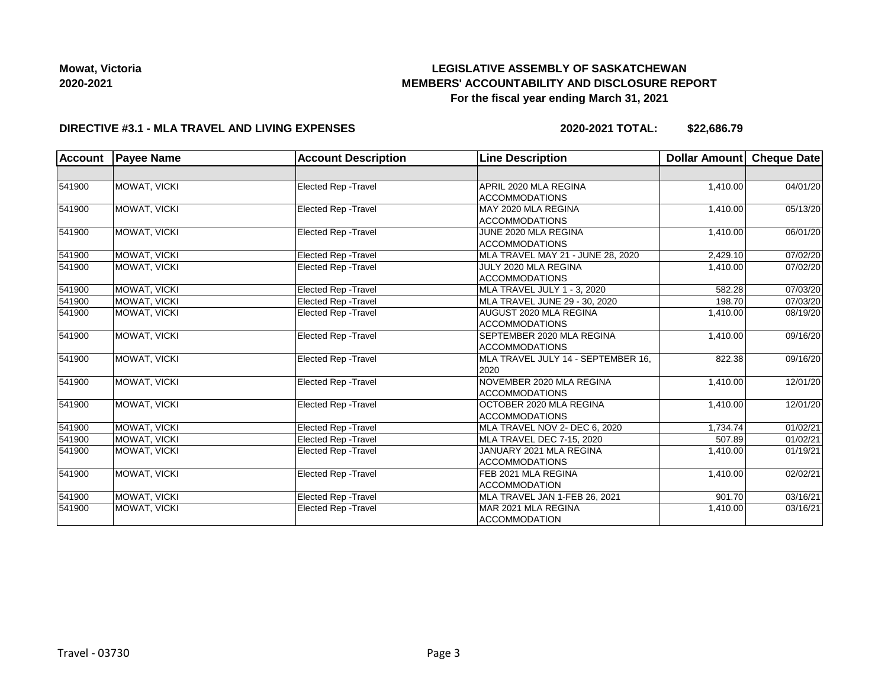**Mowat, Victoria**
**2020-2021**

# LEGISLATIVE ASSEMBLY OF SASKATCHEWAN
## MEMBERS' ACCOUNTABILITY AND DISCLOSURE REPORT
### For the fiscal year ending March 31, 2021

**DIRECTIVE #3.1 - MLA TRAVEL AND LIVING EXPENSES** **2020-2021 TOTAL: $22,686.79**

| Account | Payee Name | Account Description | Line Description | Dollar Amount | Cheque Date |
|---|---|---|---|---|---|
| | | | | | |
| 541900 | MOWAT, VICKI | Elected Rep -Travel | APRIL 2020 MLA REGINA ACCOMMODATIONS | 1,410.00 | 04/01/20 |
| 541900 | MOWAT, VICKI | Elected Rep -Travel | MAY 2020 MLA REGINA ACCOMMODATIONS | 1,410.00 | 05/13/20 |
| 541900 | MOWAT, VICKI | Elected Rep -Travel | JUNE 2020 MLA REGINA ACCOMMODATIONS | 1,410.00 | 06/01/20 |
| 541900 | MOWAT, VICKI | Elected Rep -Travel | MLA TRAVEL MAY 21 - JUNE 28, 2020 | 2,429.10 | 07/02/20 |
| 541900 | MOWAT, VICKI | Elected Rep -Travel | JULY 2020 MLA REGINA ACCOMMODATIONS | 1,410.00 | 07/02/20 |
| 541900 | MOWAT, VICKI | Elected Rep -Travel | MLA TRAVEL JULY 1 - 3, 2020 | 582.28 | 07/03/20 |
| 541900 | MOWAT, VICKI | Elected Rep -Travel | MLA TRAVEL JUNE 29 - 30, 2020 | 198.70 | 07/03/20 |
| 541900 | MOWAT, VICKI | Elected Rep -Travel | AUGUST 2020 MLA REGINA ACCOMMODATIONS | 1,410.00 | 08/19/20 |
| 541900 | MOWAT, VICKI | Elected Rep -Travel | SEPTEMBER 2020 MLA REGINA ACCOMMODATIONS | 1,410.00 | 09/16/20 |
| 541900 | MOWAT, VICKI | Elected Rep -Travel | MLA TRAVEL JULY 14 - SEPTEMBER 16, 2020 | 822.38 | 09/16/20 |
| 541900 | MOWAT, VICKI | Elected Rep -Travel | NOVEMBER 2020 MLA REGINA ACCOMMODATIONS | 1,410.00 | 12/01/20 |
| 541900 | MOWAT, VICKI | Elected Rep -Travel | OCTOBER 2020 MLA REGINA ACCOMMODATIONS | 1,410.00 | 12/01/20 |
| 541900 | MOWAT, VICKI | Elected Rep -Travel | MLA TRAVEL NOV 2- DEC 6, 2020 | 1,734.74 | 01/02/21 |
| 541900 | MOWAT, VICKI | Elected Rep -Travel | MLA TRAVEL DEC 7-15, 2020 | 507.89 | 01/02/21 |
| 541900 | MOWAT, VICKI | Elected Rep -Travel | JANUARY 2021 MLA REGINA ACCOMMODATIONS | 1,410.00 | 01/19/21 |
| 541900 | MOWAT, VICKI | Elected Rep -Travel | FEB 2021 MLA REGINA ACCOMMODATION | 1,410.00 | 02/02/21 |
| 541900 | MOWAT, VICKI | Elected Rep -Travel | MLA TRAVEL JAN 1-FEB 26, 2021 | 901.70 | 03/16/21 |
| 541900 | MOWAT, VICKI | Elected Rep -Travel | MAR 2021 MLA REGINA ACCOMMODATION | 1,410.00 | 03/16/21 |

Travel - 03730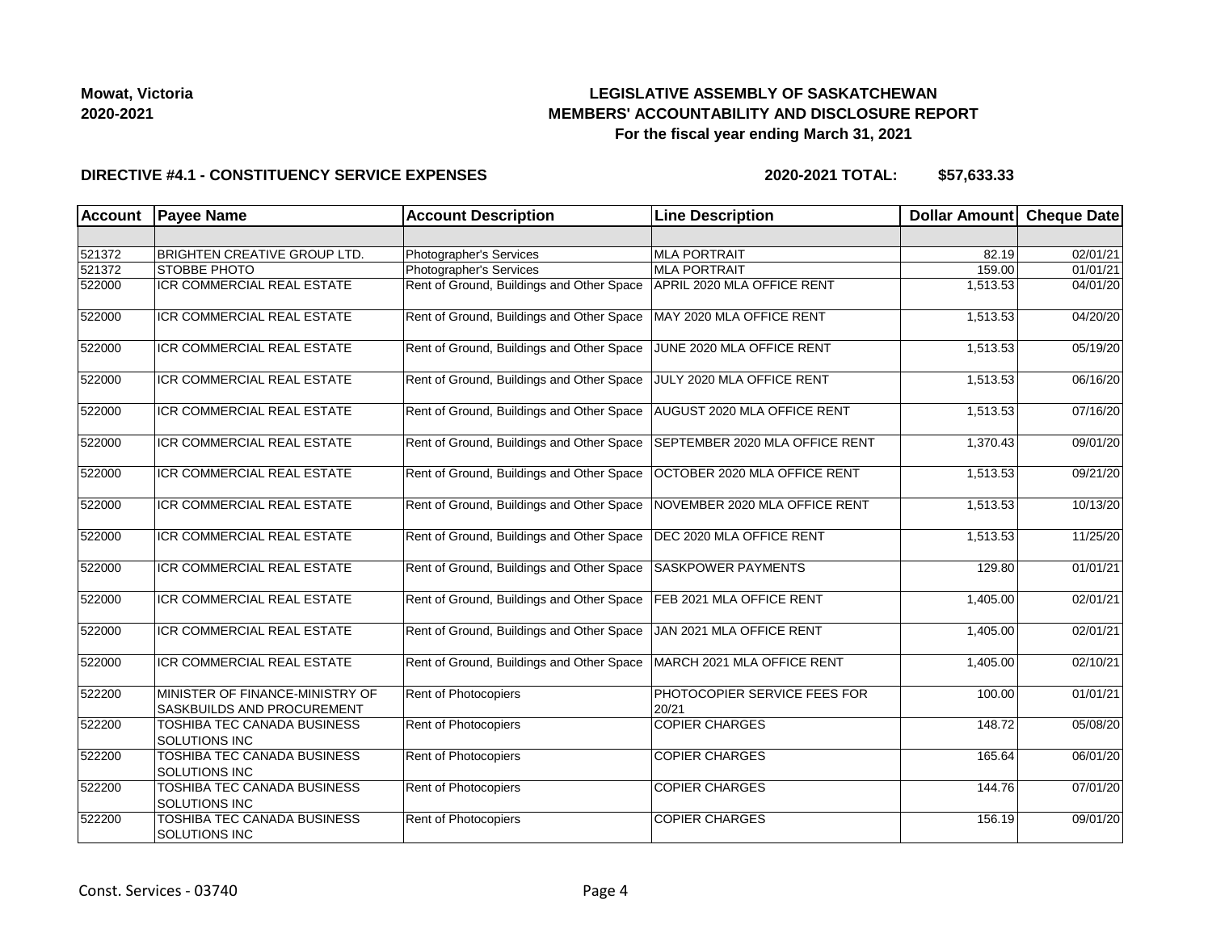**Mowat, Victoria**
**2020-2021**

**LEGISLATIVE ASSEMBLY OF SASKATCHEWAN**
**MEMBERS' ACCOUNTABILITY AND DISCLOSURE REPORT**
**For the fiscal year ending March 31, 2021**

**DIRECTIVE #4.1 - CONSTITUENCY SERVICE EXPENSES** **2020-2021 TOTAL: $57,633.33**

| Account | Payee Name | Account Description | Line Description | Dollar Amount | Cheque Date |
|---|---|---|---|---|---|
| | | | | | |
| 521372 | BRIGHTEN CREATIVE GROUP LTD. | Photographer's Services | MLA PORTRAIT | 82.19 | 02/01/21 |
| 521372 | STOBBE PHOTO | Photographer's Services | MLA PORTRAIT | 159.00 | 01/01/21 |
| 522000 | ICR COMMERCIAL REAL ESTATE | Rent of Ground, Buildings and Other Space | APRIL 2020 MLA OFFICE RENT | 1,513.53 | 04/01/20 |
| 522000 | ICR COMMERCIAL REAL ESTATE | Rent of Ground, Buildings and Other Space | MAY 2020 MLA OFFICE RENT | 1,513.53 | 04/20/20 |
| 522000 | ICR COMMERCIAL REAL ESTATE | Rent of Ground, Buildings and Other Space | JUNE 2020 MLA OFFICE RENT | 1,513.53 | 05/19/20 |
| 522000 | ICR COMMERCIAL REAL ESTATE | Rent of Ground, Buildings and Other Space | JULY 2020 MLA OFFICE RENT | 1,513.53 | 06/16/20 |
| 522000 | ICR COMMERCIAL REAL ESTATE | Rent of Ground, Buildings and Other Space | AUGUST 2020 MLA OFFICE RENT | 1,513.53 | 07/16/20 |
| 522000 | ICR COMMERCIAL REAL ESTATE | Rent of Ground, Buildings and Other Space | SEPTEMBER 2020 MLA OFFICE RENT | 1,370.43 | 09/01/20 |
| 522000 | ICR COMMERCIAL REAL ESTATE | Rent of Ground, Buildings and Other Space | OCTOBER 2020 MLA OFFICE RENT | 1,513.53 | 09/21/20 |
| 522000 | ICR COMMERCIAL REAL ESTATE | Rent of Ground, Buildings and Other Space | NOVEMBER 2020 MLA OFFICE RENT | 1,513.53 | 10/13/20 |
| 522000 | ICR COMMERCIAL REAL ESTATE | Rent of Ground, Buildings and Other Space | DEC 2020 MLA OFFICE RENT | 1,513.53 | 11/25/20 |
| 522000 | ICR COMMERCIAL REAL ESTATE | Rent of Ground, Buildings and Other Space | SASKPOWER PAYMENTS | 129.80 | 01/01/21 |
| 522000 | ICR COMMERCIAL REAL ESTATE | Rent of Ground, Buildings and Other Space | FEB 2021 MLA OFFICE RENT | 1,405.00 | 02/01/21 |
| 522000 | ICR COMMERCIAL REAL ESTATE | Rent of Ground, Buildings and Other Space | JAN 2021 MLA OFFICE RENT | 1,405.00 | 02/01/21 |
| 522000 | ICR COMMERCIAL REAL ESTATE | Rent of Ground, Buildings and Other Space | MARCH 2021 MLA OFFICE RENT | 1,405.00 | 02/10/21 |
| 522200 | MINISTER OF FINANCE-MINISTRY OF SASKBUILDS AND PROCUREMENT | Rent of Photocopiers | PHOTOCOPIER SERVICE FEES FOR 20/21 | 100.00 | 01/01/21 |
| 522200 | TOSHIBA TEC CANADA BUSINESS SOLUTIONS INC | Rent of Photocopiers | COPIER CHARGES | 148.72 | 05/08/20 |
| 522200 | TOSHIBA TEC CANADA BUSINESS SOLUTIONS INC | Rent of Photocopiers | COPIER CHARGES | 165.64 | 06/01/20 |
| 522200 | TOSHIBA TEC CANADA BUSINESS SOLUTIONS INC | Rent of Photocopiers | COPIER CHARGES | 144.76 | 07/01/20 |
| 522200 | TOSHIBA TEC CANADA BUSINESS SOLUTIONS INC | Rent of Photocopiers | COPIER CHARGES | 156.19 | 09/01/20 |

Const. Services - 03740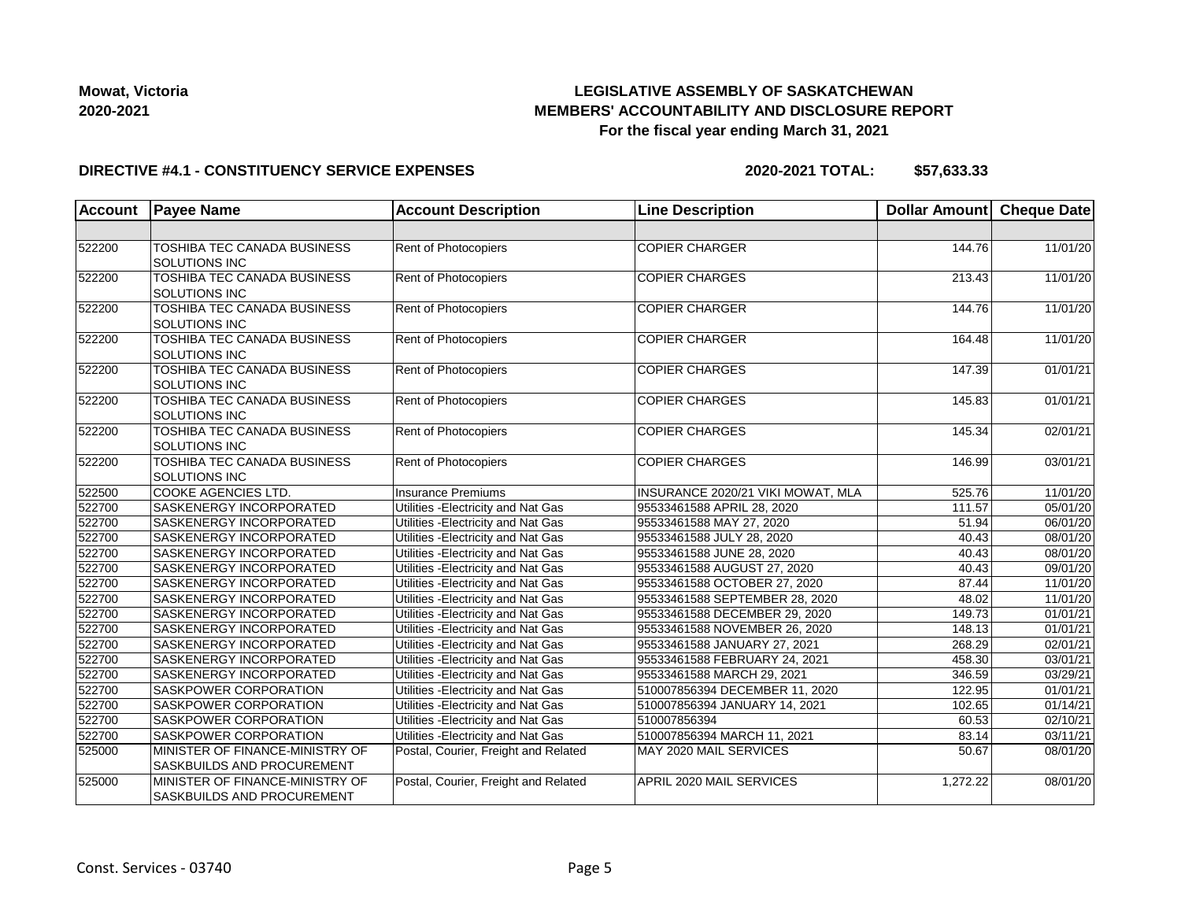**Mowat, Victoria**
**2020-2021**

# LEGISLATIVE ASSEMBLY OF SASKATCHEWAN
## MEMBERS' ACCOUNTABILITY AND DISCLOSURE REPORT
### For the fiscal year ending March 31, 2021

**DIRECTIVE #4.1 - CONSTITUENCY SERVICE EXPENSES** **2020-2021 TOTAL: $57,633.33**

| Account | Payee Name | Account Description | Line Description | Dollar Amount | Cheque Date |
|---|---|---|---|---|---|
| | | | | | |
| 522200 | TOSHIBA TEC CANADA BUSINESS SOLUTIONS INC | Rent of Photocopiers | COPIER CHARGER | 144.76 | 11/01/20 |
| 522200 | TOSHIBA TEC CANADA BUSINESS SOLUTIONS INC | Rent of Photocopiers | COPIER CHARGES | 213.43 | 11/01/20 |
| 522200 | TOSHIBA TEC CANADA BUSINESS SOLUTIONS INC | Rent of Photocopiers | COPIER CHARGER | 144.76 | 11/01/20 |
| 522200 | TOSHIBA TEC CANADA BUSINESS SOLUTIONS INC | Rent of Photocopiers | COPIER CHARGER | 164.48 | 11/01/20 |
| 522200 | TOSHIBA TEC CANADA BUSINESS SOLUTIONS INC | Rent of Photocopiers | COPIER CHARGES | 147.39 | 01/01/21 |
| 522200 | TOSHIBA TEC CANADA BUSINESS SOLUTIONS INC | Rent of Photocopiers | COPIER CHARGES | 145.83 | 01/01/21 |
| 522200 | TOSHIBA TEC CANADA BUSINESS SOLUTIONS INC | Rent of Photocopiers | COPIER CHARGES | 145.34 | 02/01/21 |
| 522200 | TOSHIBA TEC CANADA BUSINESS SOLUTIONS INC | Rent of Photocopiers | COPIER CHARGES | 146.99 | 03/01/21 |
| 522500 | COOKE AGENCIES LTD. | Insurance Premiums | INSURANCE 2020/21 VIKI MOWAT, MLA | 525.76 | 11/01/20 |
| 522700 | SASKENERGY INCORPORATED | Utilities -Electricity and Nat Gas | 95533461588 APRIL 28, 2020 | 111.57 | 05/01/20 |
| 522700 | SASKENERGY INCORPORATED | Utilities -Electricity and Nat Gas | 95533461588 MAY 27, 2020 | 51.94 | 06/01/20 |
| 522700 | SASKENERGY INCORPORATED | Utilities -Electricity and Nat Gas | 95533461588 JULY 28, 2020 | 40.43 | 08/01/20 |
| 522700 | SASKENERGY INCORPORATED | Utilities -Electricity and Nat Gas | 95533461588 JUNE 28, 2020 | 40.43 | 08/01/20 |
| 522700 | SASKENERGY INCORPORATED | Utilities -Electricity and Nat Gas | 95533461588 AUGUST 27, 2020 | 40.43 | 09/01/20 |
| 522700 | SASKENERGY INCORPORATED | Utilities -Electricity and Nat Gas | 95533461588 OCTOBER 27, 2020 | 87.44 | 11/01/20 |
| 522700 | SASKENERGY INCORPORATED | Utilities -Electricity and Nat Gas | 95533461588 SEPTEMBER 28, 2020 | 48.02 | 11/01/20 |
| 522700 | SASKENERGY INCORPORATED | Utilities -Electricity and Nat Gas | 95533461588 DECEMBER 29, 2020 | 149.73 | 01/01/21 |
| 522700 | SASKENERGY INCORPORATED | Utilities -Electricity and Nat Gas | 95533461588 NOVEMBER 26, 2020 | 148.13 | 01/01/21 |
| 522700 | SASKENERGY INCORPORATED | Utilities -Electricity and Nat Gas | 95533461588 JANUARY 27, 2021 | 268.29 | 02/01/21 |
| 522700 | SASKENERGY INCORPORATED | Utilities -Electricity and Nat Gas | 95533461588 FEBRUARY 24, 2021 | 458.30 | 03/01/21 |
| 522700 | SASKENERGY INCORPORATED | Utilities -Electricity and Nat Gas | 95533461588 MARCH 29, 2021 | 346.59 | 03/29/21 |
| 522700 | SASKPOWER CORPORATION | Utilities -Electricity and Nat Gas | 510007856394 DECEMBER 11, 2020 | 122.95 | 01/01/21 |
| 522700 | SASKPOWER CORPORATION | Utilities -Electricity and Nat Gas | 510007856394 JANUARY 14, 2021 | 102.65 | 01/14/21 |
| 522700 | SASKPOWER CORPORATION | Utilities -Electricity and Nat Gas | 510007856394 | 60.53 | 02/10/21 |
| 522700 | SASKPOWER CORPORATION | Utilities -Electricity and Nat Gas | 510007856394 MARCH 11, 2021 | 83.14 | 03/11/21 |
| 525000 | MINISTER OF FINANCE-MINISTRY OF SASKBUILDS AND PROCUREMENT | Postal, Courier, Freight and Related | MAY 2020 MAIL SERVICES | 50.67 | 08/01/20 |
| 525000 | MINISTER OF FINANCE-MINISTRY OF SASKBUILDS AND PROCUREMENT | Postal, Courier, Freight and Related | APRIL 2020 MAIL SERVICES | 1,272.22 | 08/01/20 |

Const. Services - 03740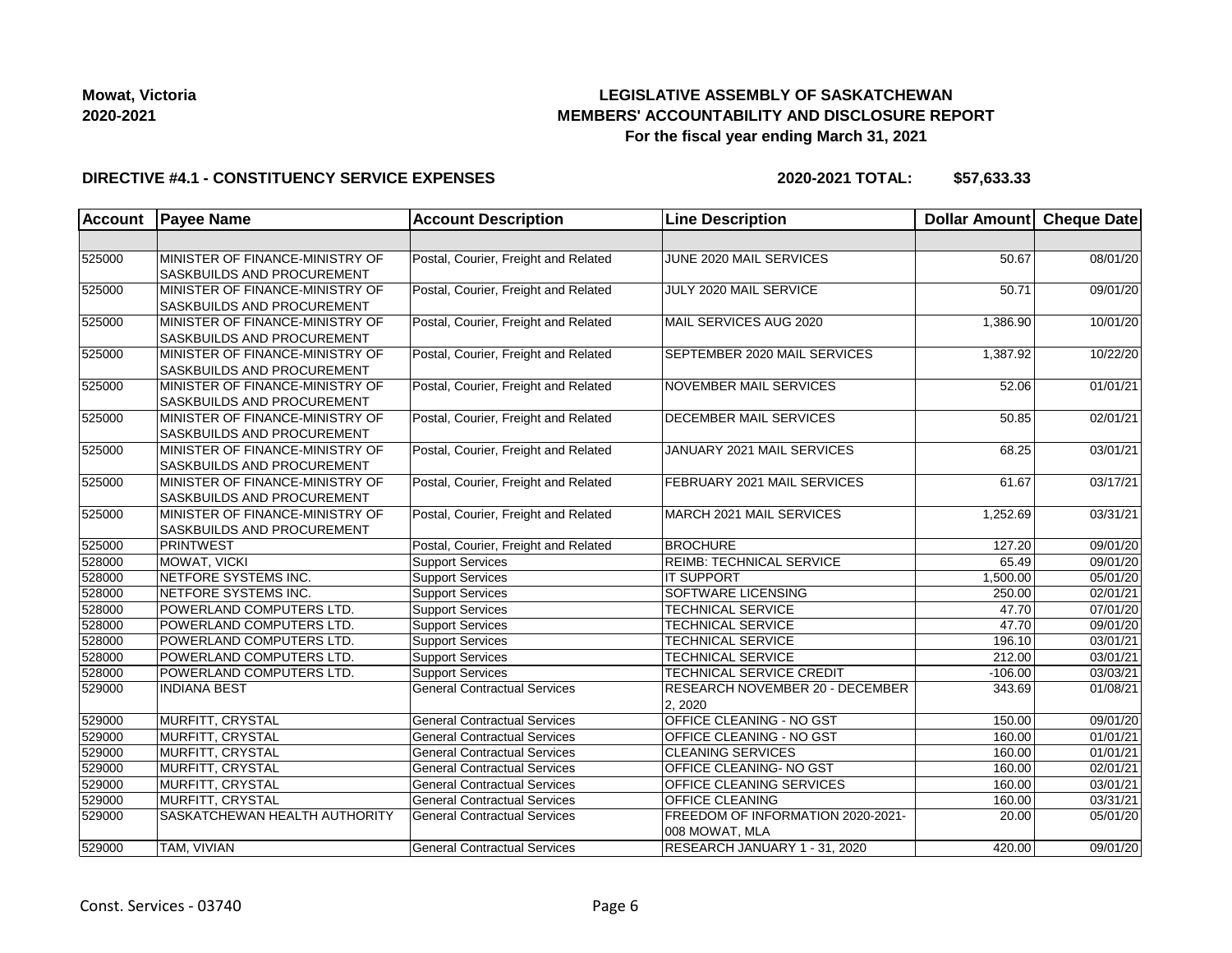**Mowat, Victoria**
**2020-2021**

**LEGISLATIVE ASSEMBLY OF SASKATCHEWAN**
**MEMBERS' ACCOUNTABILITY AND DISCLOSURE REPORT**
**For the fiscal year ending March 31, 2021**

**DIRECTIVE #4.1 - CONSTITUENCY SERVICE EXPENSES** **2020-2021 TOTAL: $57,633.33**

| Account | Payee Name | Account Description | Line Description | Dollar Amount | Cheque Date |
|---|---|---|---|---|---|
| | | | | | |
| 525000 | MINISTER OF FINANCE-MINISTRY OF SASKBUILDS AND PROCUREMENT | Postal, Courier, Freight and Related | JUNE 2020 MAIL SERVICES | 50.67 | 08/01/20 |
| 525000 | MINISTER OF FINANCE-MINISTRY OF SASKBUILDS AND PROCUREMENT | Postal, Courier, Freight and Related | JULY 2020 MAIL SERVICE | 50.71 | 09/01/20 |
| 525000 | MINISTER OF FINANCE-MINISTRY OF SASKBUILDS AND PROCUREMENT | Postal, Courier, Freight and Related | MAIL SERVICES AUG 2020 | 1,386.90 | 10/01/20 |
| 525000 | MINISTER OF FINANCE-MINISTRY OF SASKBUILDS AND PROCUREMENT | Postal, Courier, Freight and Related | SEPTEMBER 2020 MAIL SERVICES | 1,387.92 | 10/22/20 |
| 525000 | MINISTER OF FINANCE-MINISTRY OF SASKBUILDS AND PROCUREMENT | Postal, Courier, Freight and Related | NOVEMBER MAIL SERVICES | 52.06 | 01/01/21 |
| 525000 | MINISTER OF FINANCE-MINISTRY OF SASKBUILDS AND PROCUREMENT | Postal, Courier, Freight and Related | DECEMBER MAIL SERVICES | 50.85 | 02/01/21 |
| 525000 | MINISTER OF FINANCE-MINISTRY OF SASKBUILDS AND PROCUREMENT | Postal, Courier, Freight and Related | JANUARY 2021 MAIL SERVICES | 68.25 | 03/01/21 |
| 525000 | MINISTER OF FINANCE-MINISTRY OF SASKBUILDS AND PROCUREMENT | Postal, Courier, Freight and Related | FEBRUARY 2021 MAIL SERVICES | 61.67 | 03/17/21 |
| 525000 | MINISTER OF FINANCE-MINISTRY OF SASKBUILDS AND PROCUREMENT | Postal, Courier, Freight and Related | MARCH 2021 MAIL SERVICES | 1,252.69 | 03/31/21 |
| 525000 | PRINTWEST | Postal, Courier, Freight and Related | BROCHURE | 127.20 | 09/01/20 |
| 528000 | MOWAT, VICKI | Support Services | REIMB: TECHNICAL SERVICE | 65.49 | 09/01/20 |
| 528000 | NETFORE SYSTEMS INC. | Support Services | IT SUPPORT | 1,500.00 | 05/01/20 |
| 528000 | NETFORE SYSTEMS INC. | Support Services | SOFTWARE LICENSING | 250.00 | 02/01/21 |
| 528000 | POWERLAND COMPUTERS LTD. | Support Services | TECHNICAL SERVICE | 47.70 | 07/01/20 |
| 528000 | POWERLAND COMPUTERS LTD. | Support Services | TECHNICAL SERVICE | 47.70 | 09/01/20 |
| 528000 | POWERLAND COMPUTERS LTD. | Support Services | TECHNICAL SERVICE | 196.10 | 03/01/21 |
| 528000 | POWERLAND COMPUTERS LTD. | Support Services | TECHNICAL SERVICE | 212.00 | 03/01/21 |
| 528000 | POWERLAND COMPUTERS LTD. | Support Services | TECHNICAL SERVICE CREDIT | -106.00 | 03/03/21 |
| 529000 | INDIANA BEST | General Contractual Services | RESEARCH NOVEMBER 20 - DECEMBER 2, 2020 | 343.69 | 01/08/21 |
| 529000 | MURFITT, CRYSTAL | General Contractual Services | OFFICE CLEANING - NO GST | 150.00 | 09/01/20 |
| 529000 | MURFITT, CRYSTAL | General Contractual Services | OFFICE CLEANING - NO GST | 160.00 | 01/01/21 |
| 529000 | MURFITT, CRYSTAL | General Contractual Services | CLEANING SERVICES | 160.00 | 01/01/21 |
| 529000 | MURFITT, CRYSTAL | General Contractual Services | OFFICE CLEANING- NO GST | 160.00 | 02/01/21 |
| 529000 | MURFITT, CRYSTAL | General Contractual Services | OFFICE CLEANING SERVICES | 160.00 | 03/01/21 |
| 529000 | MURFITT, CRYSTAL | General Contractual Services | OFFICE CLEANING | 160.00 | 03/31/21 |
| 529000 | SASKATCHEWAN HEALTH AUTHORITY | General Contractual Services | FREEDOM OF INFORMATION 2020-2021-008 MOWAT, MLA | 20.00 | 05/01/20 |
| 529000 | TAM, VIVIAN | General Contractual Services | RESEARCH JANUARY 1 - 31, 2020 | 420.00 | 09/01/20 |

Const. Services - 03740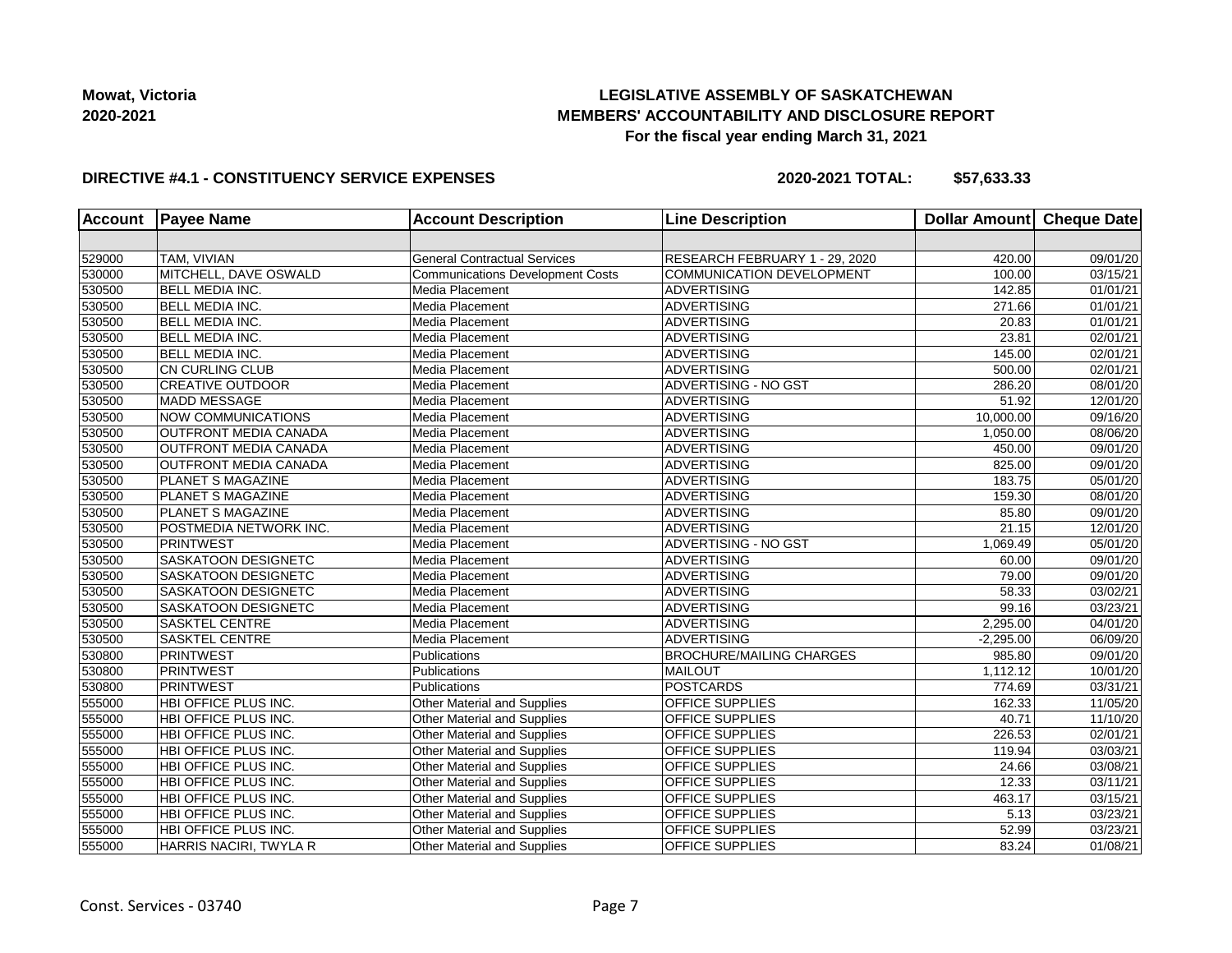**Mowat, Victoria**
**2020-2021**

**LEGISLATIVE ASSEMBLY OF SASKATCHEWAN**
**MEMBERS' ACCOUNTABILITY AND DISCLOSURE REPORT**
**For the fiscal year ending March 31, 2021**

**DIRECTIVE #4.1 - CONSTITUENCY SERVICE EXPENSES** **2020-2021 TOTAL: $57,633.33**

| Account | Payee Name | Account Description | Line Description | Dollar Amount | Cheque Date |
|---|---|---|---|---|---|
| | | | | | |
| 529000 | TAM, VIVIAN | General Contractual Services | RESEARCH FEBRUARY 1 - 29, 2020 | 420.00 | 09/01/20 |
| 530000 | MITCHELL, DAVE OSWALD | Communications Development Costs | COMMUNICATION DEVELOPMENT | 100.00 | 03/15/21 |
| 530500 | BELL MEDIA INC. | Media Placement | ADVERTISING | 142.85 | 01/01/21 |
| 530500 | BELL MEDIA INC. | Media Placement | ADVERTISING | 271.66 | 01/01/21 |
| 530500 | BELL MEDIA INC. | Media Placement | ADVERTISING | 20.83 | 01/01/21 |
| 530500 | BELL MEDIA INC. | Media Placement | ADVERTISING | 23.81 | 02/01/21 |
| 530500 | BELL MEDIA INC. | Media Placement | ADVERTISING | 145.00 | 02/01/21 |
| 530500 | CN CURLING CLUB | Media Placement | ADVERTISING | 500.00 | 02/01/21 |
| 530500 | CREATIVE OUTDOOR | Media Placement | ADVERTISING - NO GST | 286.20 | 08/01/20 |
| 530500 | MADD MESSAGE | Media Placement | ADVERTISING | 51.92 | 12/01/20 |
| 530500 | NOW COMMUNICATIONS | Media Placement | ADVERTISING | 10,000.00 | 09/16/20 |
| 530500 | OUTFRONT MEDIA CANADA | Media Placement | ADVERTISING | 1,050.00 | 08/06/20 |
| 530500 | OUTFRONT MEDIA CANADA | Media Placement | ADVERTISING | 450.00 | 09/01/20 |
| 530500 | OUTFRONT MEDIA CANADA | Media Placement | ADVERTISING | 825.00 | 09/01/20 |
| 530500 | PLANET S MAGAZINE | Media Placement | ADVERTISING | 183.75 | 05/01/20 |
| 530500 | PLANET S MAGAZINE | Media Placement | ADVERTISING | 159.30 | 08/01/20 |
| 530500 | PLANET S MAGAZINE | Media Placement | ADVERTISING | 85.80 | 09/01/20 |
| 530500 | POSTMEDIA NETWORK INC. | Media Placement | ADVERTISING | 21.15 | 12/01/20 |
| 530500 | PRINTWEST | Media Placement | ADVERTISING - NO GST | 1,069.49 | 05/01/20 |
| 530500 | SASKATOON DESIGNETC | Media Placement | ADVERTISING | 60.00 | 09/01/20 |
| 530500 | SASKATOON DESIGNETC | Media Placement | ADVERTISING | 79.00 | 09/01/20 |
| 530500 | SASKATOON DESIGNETC | Media Placement | ADVERTISING | 58.33 | 03/02/21 |
| 530500 | SASKATOON DESIGNETC | Media Placement | ADVERTISING | 99.16 | 03/23/21 |
| 530500 | SASKTEL CENTRE | Media Placement | ADVERTISING | 2,295.00 | 04/01/20 |
| 530500 | SASKTEL CENTRE | Media Placement | ADVERTISING | -2,295.00 | 06/09/20 |
| 530800 | PRINTWEST | Publications | BROCHURE/MAILING CHARGES | 985.80 | 09/01/20 |
| 530800 | PRINTWEST | Publications | MAILOUT | 1,112.12 | 10/01/20 |
| 530800 | PRINTWEST | Publications | POSTCARDS | 774.69 | 03/31/21 |
| 555000 | HBI OFFICE PLUS INC. | Other Material and Supplies | OFFICE SUPPLIES | 162.33 | 11/05/20 |
| 555000 | HBI OFFICE PLUS INC. | Other Material and Supplies | OFFICE SUPPLIES | 40.71 | 11/10/20 |
| 555000 | HBI OFFICE PLUS INC. | Other Material and Supplies | OFFICE SUPPLIES | 226.53 | 02/01/21 |
| 555000 | HBI OFFICE PLUS INC. | Other Material and Supplies | OFFICE SUPPLIES | 119.94 | 03/03/21 |
| 555000 | HBI OFFICE PLUS INC. | Other Material and Supplies | OFFICE SUPPLIES | 24.66 | 03/08/21 |
| 555000 | HBI OFFICE PLUS INC. | Other Material and Supplies | OFFICE SUPPLIES | 12.33 | 03/11/21 |
| 555000 | HBI OFFICE PLUS INC. | Other Material and Supplies | OFFICE SUPPLIES | 463.17 | 03/15/21 |
| 555000 | HBI OFFICE PLUS INC. | Other Material and Supplies | OFFICE SUPPLIES | 5.13 | 03/23/21 |
| 555000 | HBI OFFICE PLUS INC. | Other Material and Supplies | OFFICE SUPPLIES | 52.99 | 03/23/21 |
| 555000 | HARRIS NACIRI, TWYLA R | Other Material and Supplies | OFFICE SUPPLIES | 83.24 | 01/08/21 |

Const. Services - 03740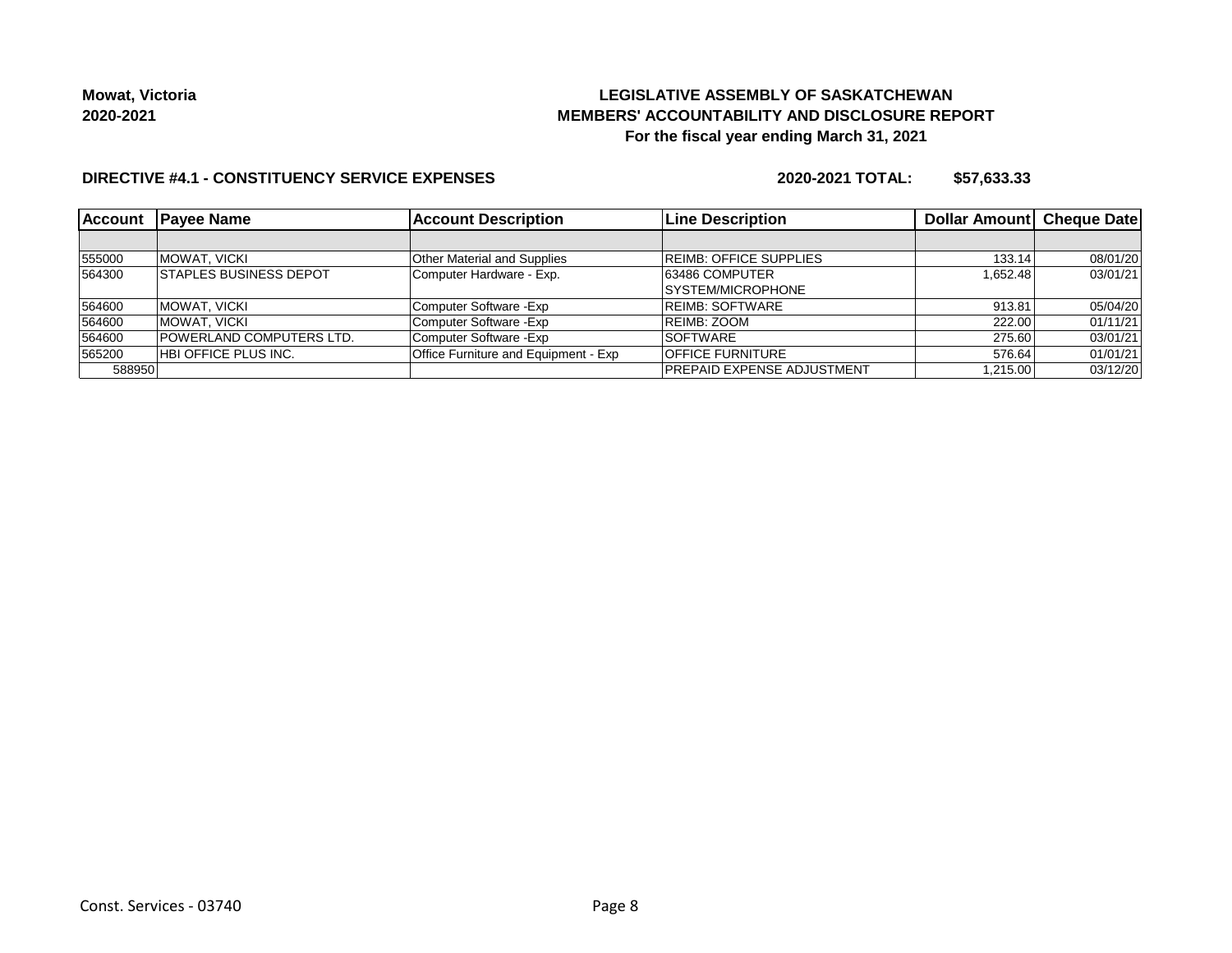**Mowat, Victoria**
**2020-2021**

# LEGISLATIVE ASSEMBLY OF SASKATCHEWAN
## MEMBERS' ACCOUNTABILITY AND DISCLOSURE REPORT
### For the fiscal year ending March 31, 2021

**DIRECTIVE #4.1 - CONSTITUENCY SERVICE EXPENSES** **2020-2021 TOTAL: $57,633.33**

| Account | Payee Name | Account Description | Line Description | Dollar Amount | Cheque Date |
|---|---|---|---|---|---|
| | | | | | |
| 555000 | MOWAT, VICKI | Other Material and Supplies | REIMB: OFFICE SUPPLIES | 133.14 | 08/01/20 |
| 564300 | STAPLES BUSINESS DEPOT | Computer Hardware - Exp. | 63486 COMPUTER SYSTEM/MICROPHONE | 1,652.48 | 03/01/21 |
| 564600 | MOWAT, VICKI | Computer Software -Exp | REIMB: SOFTWARE | 913.81 | 05/04/20 |
| 564600 | MOWAT, VICKI | Computer Software -Exp | REIMB: ZOOM | 222.00 | 01/11/21 |
| 564600 | POWERLAND COMPUTERS LTD. | Computer Software -Exp | SOFTWARE | 275.60 | 03/01/21 |
| 565200 | HBI OFFICE PLUS INC. | Office Furniture and Equipment - Exp | OFFICE FURNITURE | 576.64 | 01/01/21 |
| 588950 | | | PREPAID EXPENSE ADJUSTMENT | 1,215.00 | 03/12/20 |

Const. Services - 03740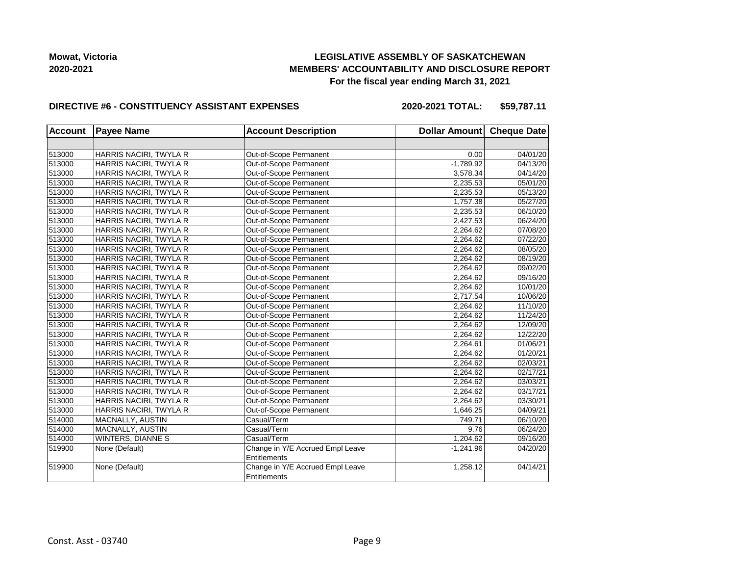**Mowat, Victoria**
**2020-2021**

**LEGISLATIVE ASSEMBLY OF SASKATCHEWAN**
**MEMBERS' ACCOUNTABILITY AND DISCLOSURE REPORT**
**For the fiscal year ending March 31, 2021**

**DIRECTIVE #6 - CONSTITUENCY ASSISTANT EXPENSES** **2020-2021 TOTAL: $59,787.11**

| Account | Payee Name | Account Description | Dollar Amount | Cheque Date |
|---|---|---|---|---|
| | | | | |
| 513000 | HARRIS NACIRI, TWYLA R | Out-of-Scope Permanent | 0.00 | 04/01/20 |
| 513000 | HARRIS NACIRI, TWYLA R | Out-of-Scope Permanent | -1,789.92 | 04/13/20 |
| 513000 | HARRIS NACIRI, TWYLA R | Out-of-Scope Permanent | 3,578.34 | 04/14/20 |
| 513000 | HARRIS NACIRI, TWYLA R | Out-of-Scope Permanent | 2,235.53 | 05/01/20 |
| 513000 | HARRIS NACIRI, TWYLA R | Out-of-Scope Permanent | 2,235.53 | 05/13/20 |
| 513000 | HARRIS NACIRI, TWYLA R | Out-of-Scope Permanent | 1,757.38 | 05/27/20 |
| 513000 | HARRIS NACIRI, TWYLA R | Out-of-Scope Permanent | 2,235.53 | 06/10/20 |
| 513000 | HARRIS NACIRI, TWYLA R | Out-of-Scope Permanent | 2,427.53 | 06/24/20 |
| 513000 | HARRIS NACIRI, TWYLA R | Out-of-Scope Permanent | 2,264.62 | 07/08/20 |
| 513000 | HARRIS NACIRI, TWYLA R | Out-of-Scope Permanent | 2,264.62 | 07/22/20 |
| 513000 | HARRIS NACIRI, TWYLA R | Out-of-Scope Permanent | 2,264.62 | 08/05/20 |
| 513000 | HARRIS NACIRI, TWYLA R | Out-of-Scope Permanent | 2,264.62 | 08/19/20 |
| 513000 | HARRIS NACIRI, TWYLA R | Out-of-Scope Permanent | 2,264.62 | 09/02/20 |
| 513000 | HARRIS NACIRI, TWYLA R | Out-of-Scope Permanent | 2,264.62 | 09/16/20 |
| 513000 | HARRIS NACIRI, TWYLA R | Out-of-Scope Permanent | 2,264.62 | 10/01/20 |
| 513000 | HARRIS NACIRI, TWYLA R | Out-of-Scope Permanent | 2,717.54 | 10/06/20 |
| 513000 | HARRIS NACIRI, TWYLA R | Out-of-Scope Permanent | 2,264.62 | 11/10/20 |
| 513000 | HARRIS NACIRI, TWYLA R | Out-of-Scope Permanent | 2,264.62 | 11/24/20 |
| 513000 | HARRIS NACIRI, TWYLA R | Out-of-Scope Permanent | 2,264.62 | 12/09/20 |
| 513000 | HARRIS NACIRI, TWYLA R | Out-of-Scope Permanent | 2,264.62 | 12/22/20 |
| 513000 | HARRIS NACIRI, TWYLA R | Out-of-Scope Permanent | 2,264.61 | 01/06/21 |
| 513000 | HARRIS NACIRI, TWYLA R | Out-of-Scope Permanent | 2,264.62 | 01/20/21 |
| 513000 | HARRIS NACIRI, TWYLA R | Out-of-Scope Permanent | 2,264.62 | 02/03/21 |
| 513000 | HARRIS NACIRI, TWYLA R | Out-of-Scope Permanent | 2,264.62 | 02/17/21 |
| 513000 | HARRIS NACIRI, TWYLA R | Out-of-Scope Permanent | 2,264.62 | 03/03/21 |
| 513000 | HARRIS NACIRI, TWYLA R | Out-of-Scope Permanent | 2,264.62 | 03/17/21 |
| 513000 | HARRIS NACIRI, TWYLA R | Out-of-Scope Permanent | 2,264.62 | 03/30/21 |
| 513000 | HARRIS NACIRI, TWYLA R | Out-of-Scope Permanent | 1,646.25 | 04/09/21 |
| 514000 | MACNALLY, AUSTIN | Casual/Term | 749.71 | 06/10/20 |
| 514000 | MACNALLY, AUSTIN | Casual/Term | 9.76 | 06/24/20 |
| 514000 | WINTERS, DIANNE S | Casual/Term | 1,204.62 | 09/16/20 |
| 519900 | None (Default) | Change in Y/E Accrued Empl Leave Entitlements | -1,241.96 | 04/20/20 |
| 519900 | None (Default) | Change in Y/E Accrued Empl Leave Entitlements | 1,258.12 | 04/14/21 |

Const. Asst - 03740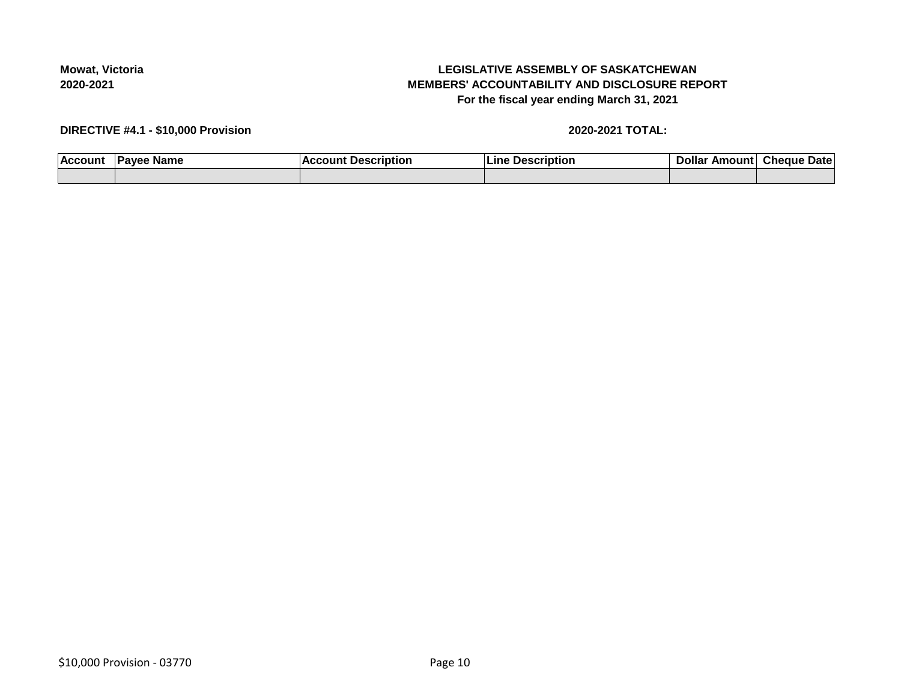**Mowat, Victoria**
**2020-2021**

**LEGISLATIVE ASSEMBLY OF SASKATCHEWAN**
**MEMBERS' ACCOUNTABILITY AND DISCLOSURE REPORT**
**For the fiscal year ending March 31, 2021**

**DIRECTIVE #4.1 - $10,000 Provision**

**2020-2021 TOTAL:**

| Account | Payee Name | Account Description | Line Description | Dollar Amount | Cheque Date |
|---|---|---|---|---|---|
| | | | | | |

$10,000 Provision - 03770